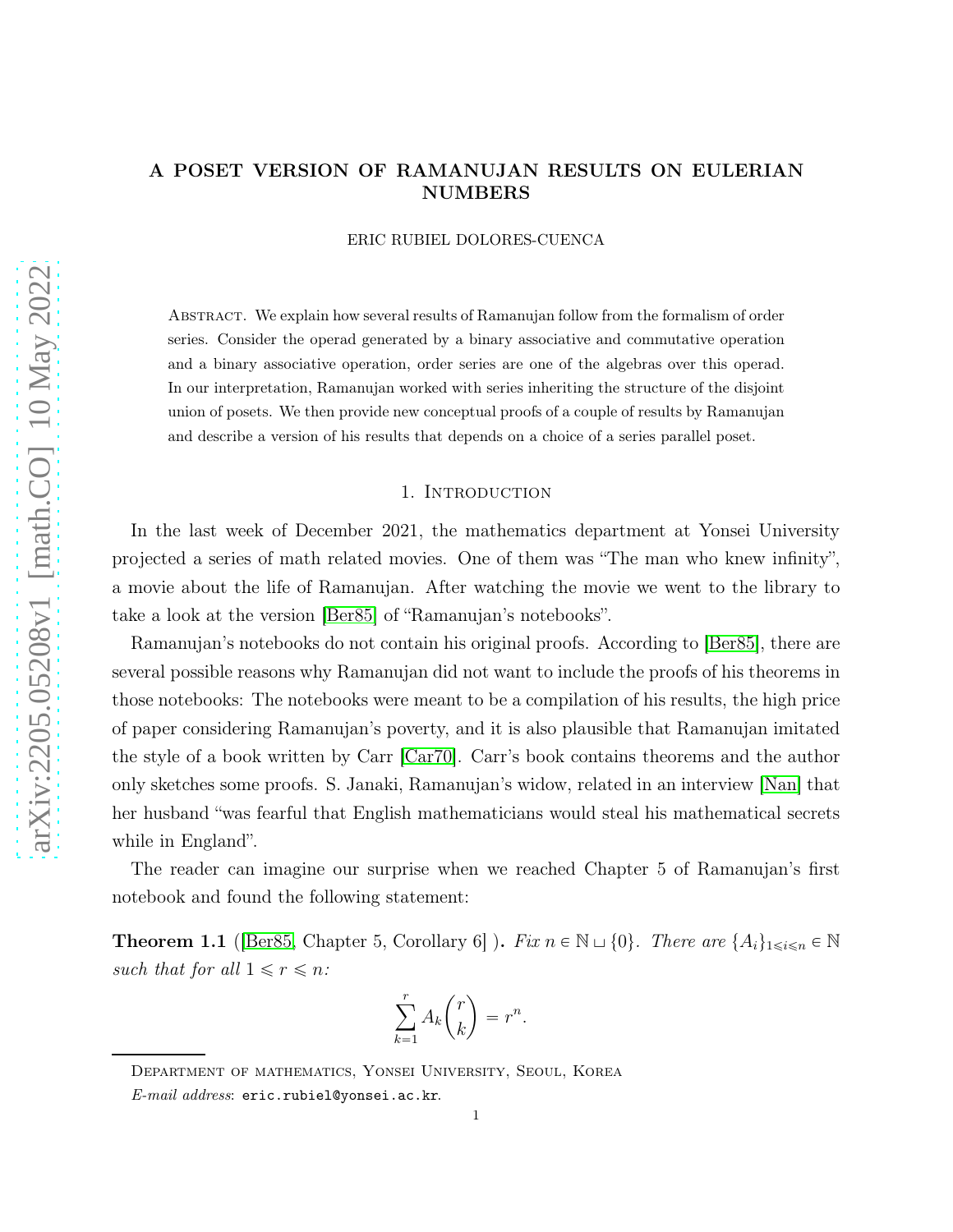# A POSET VERSION OF RAMANUJAN RESULTS ON EULERIAN NUMBERS

ERIC RUBIEL DOLORES-CUENCA

Abstract. We explain how several results of Ramanujan follow from the formalism of order series. Consider the operad generated by a binary associative and commutative operation and a binary associative operation, order series are one of the algebras over this operad. In our interpretation, Ramanujan worked with series inheriting the structure of the disjoint union of posets. We then provide new conceptual proofs of a couple of results by Ramanujan and describe a version of his results that depends on a choice of a series parallel poset.

## 1. Introduction

In the last week of December 2021, the mathematics department at Yonsei University projected a series of math related movies. One of them was "The man who knew infinity", a movie about the life of Ramanujan. After watching the movie we went to the library to take a look at the version [Ber85] of "Ramanujan's notebooks".

Ramanujan's notebooks do not contain his original proofs. According to [Ber85], there are several possible reasons why Ramanujan did not want to include the proofs of his theorems in those notebooks: The notebooks were meant to be a compilation of his results, the high price of paper considering Ramanujan's poverty, and it is also plausible that Ramanujan imitated the style of a book written by Carr [Car70]. Carr's book contains theorems and the author only sketches some proofs. S. Janaki, Ramanujan's widow, related in an interview [Nan] that her husband "was fearful that English mathematicians would steal his mathematical secrets while in England".

The reader can imagine our surprise when we reached Chapter 5 of Ramanujan's first notebook and found the following statement:

**Theorem 1.1** ([Ber85, Chapter 5, Corollary 6] ). *Fix $n \in \mathbb{N} \sqcup \{0\}$. There are $\{A_i\}_{1 \leqslant i \leqslant n} \in \mathbb{N}$ such that for all $1 \leqslant r \leqslant n$:*

$$\sum_{k=1}^{r} A_k \binom{r}{k} = r^n.$$

Department of mathematics, Yonsei University, Seoul, Korea

*E-mail address*: eric.rubiel@yonsei.ac.kr.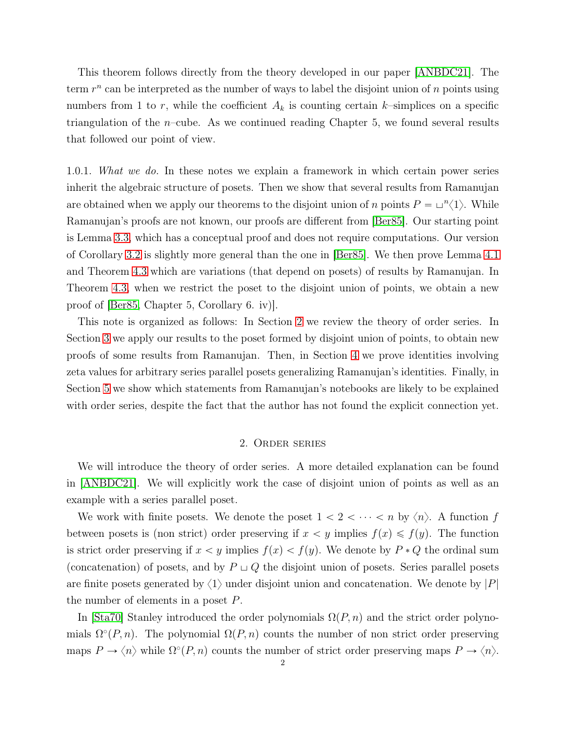This theorem follows directly from the theory developed in our paper [ANBDC21]. The term $r^n$ can be interpreted as the number of ways to label the disjoint union of $n$ points using numbers from 1 to $r$, while the coefficient $A_k$ is counting certain $k$–simplices on a specific triangulation of the $n$–cube. As we continued reading Chapter 5, we found several results that followed our point of view.

1.0.1. *What we do.* In these notes we explain a framework in which certain power series inherit the algebraic structure of posets. Then we show that several results from Ramanujan are obtained when we apply our theorems to the disjoint union of $n$ points $P = \sqcup^n\langle 1\rangle$. While Ramanujan's proofs are not known, our proofs are different from [Ber85]. Our starting point is Lemma 3.3, which has a conceptual proof and does not require computations. Our version of Corollary 3.2 is slightly more general than the one in [Ber85]. We then prove Lemma 4.1 and Theorem 4.3 which are variations (that depend on posets) of results by Ramanujan. In Theorem 4.3, when we restrict the poset to the disjoint union of points, we obtain a new proof of [Ber85, Chapter 5, Corollary 6. iv)].

This note is organized as follows: In Section 2 we review the theory of order series. In Section 3 we apply our results to the poset formed by disjoint union of points, to obtain new proofs of some results from Ramanujan. Then, in Section 4 we prove identities involving zeta values for arbitrary series parallel posets generalizing Ramanujan's identities. Finally, in Section 5 we show which statements from Ramanujan's notebooks are likely to be explained with order series, despite the fact that the author has not found the explicit connection yet.

## 2. Order series

We will introduce the theory of order series. A more detailed explanation can be found in [ANBDC21]. We will explicitly work the case of disjoint union of points as well as an example with a series parallel poset.

We work with finite posets. We denote the poset $1 < 2 < \cdots < n$ by $\langle n\rangle$. A function $f$ between posets is (non strict) order preserving if $x < y$ implies $f(x) \leqslant f(y)$. The function is strict order preserving if $x < y$ implies $f(x) < f(y)$. We denote by $P * Q$ the ordinal sum (concatenation) of posets, and by $P \sqcup Q$ the disjoint union of posets. Series parallel posets are finite posets generated by $\langle 1\rangle$ under disjoint union and concatenation. We denote by $|P|$ the number of elements in a poset $P$.

In [Sta70] Stanley introduced the order polynomials $\Omega(P, n)$ and the strict order polynomials $\Omega^\circ(P, n)$. The polynomial $\Omega(P, n)$ counts the number of non strict order preserving maps $P \to \langle n\rangle$ while $\Omega^\circ(P, n)$ counts the number of strict order preserving maps $P \to \langle n\rangle$.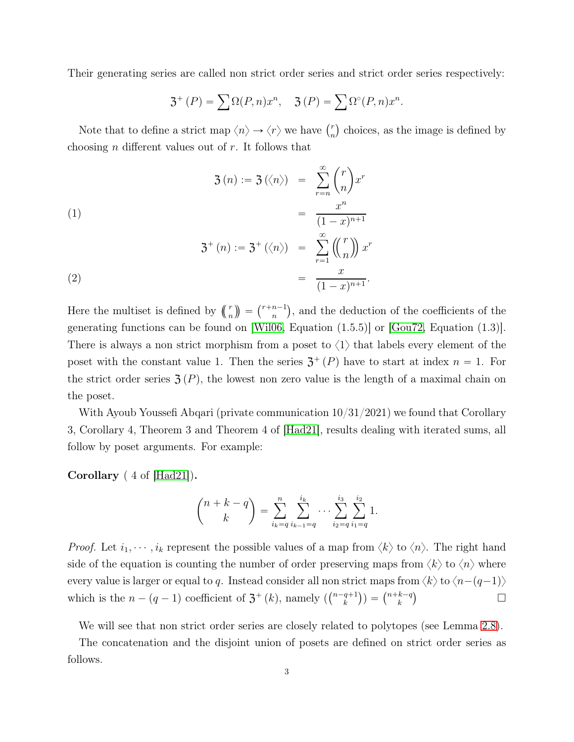Their generating series are called non strict order series and strict order series respectively:

$$\mathfrak{z}^+(P) = \sum \Omega(P,n)x^n, \quad \mathfrak{z}(P) = \sum \Omega^\circ(P,n)x^n.$$

Note that to define a strict map $\langle n\rangle \to \langle r\rangle$ we have $\binom{r}{n}$ choices, as the image is defined by choosing $n$ different values out of $r$. It follows that

$$\mathfrak{z}(n) := \mathfrak{z}(\langle n\rangle) = \sum_{r=n}^{\infty} \binom{r}{n} x^r$$

$$= \frac{x^n}{(1-x)^{n+1}} \tag{1}$$

$$\mathfrak{z}^+(n) := \mathfrak{z}^+(\langle n\rangle) = \sum_{r=1}^{\infty} \left(\!\!\binom{r}{n}\!\!\right) x^r$$

$$= \frac{x}{(1-x)^{n+1}}. \tag{2}$$

Here the multiset is defined by $\left(\!\binom{r}{n}\!\right) = \binom{r+n-1}{n}$, and the deduction of the coefficients of the generating functions can be found on [Wil06, Equation (1.5.5)] or [Gou72, Equation (1.3)]. There is always a non strict morphism from a poset to $\langle 1\rangle$ that labels every element of the poset with the constant value 1. Then the series $\mathfrak{z}^+(P)$ have to start at index $n=1$. For the strict order series $\mathfrak{z}(P)$, the lowest non zero value is the length of a maximal chain on the poset.

With Ayoub Youssefi Abqari (private communication 10/31/2021) we found that Corollary 3, Corollary 4, Theorem 3 and Theorem 4 of [Had21], results dealing with iterated sums, all follow by poset arguments. For example:

**Corollary** ( 4 of [Had21]).

$$\binom{n+k-q}{k} = \sum_{i_k=q}^{n} \sum_{i_{k-1}=q}^{i_k} \cdots \sum_{i_2=q}^{i_3} \sum_{i_1=q}^{i_2} 1.$$

*Proof.* Let $i_1, \cdots, i_k$ represent the possible values of a map from $\langle k\rangle$ to $\langle n\rangle$. The right hand side of the equation is counting the number of order preserving maps from $\langle k\rangle$ to $\langle n\rangle$ where every value is larger or equal to $q$. Instead consider all non strict maps from $\langle k\rangle$ to $\langle n-(q-1)\rangle$ which is the $n-(q-1)$ coefficient of $\mathfrak{z}^+(k)$, namely $\left(\!\binom{n-q+1}{k}\!\right) = \binom{n+k-q}{k}$ □

We will see that non strict order series are closely related to polytopes (see Lemma 2.8).

The concatenation and the disjoint union of posets are defined on strict order series as follows.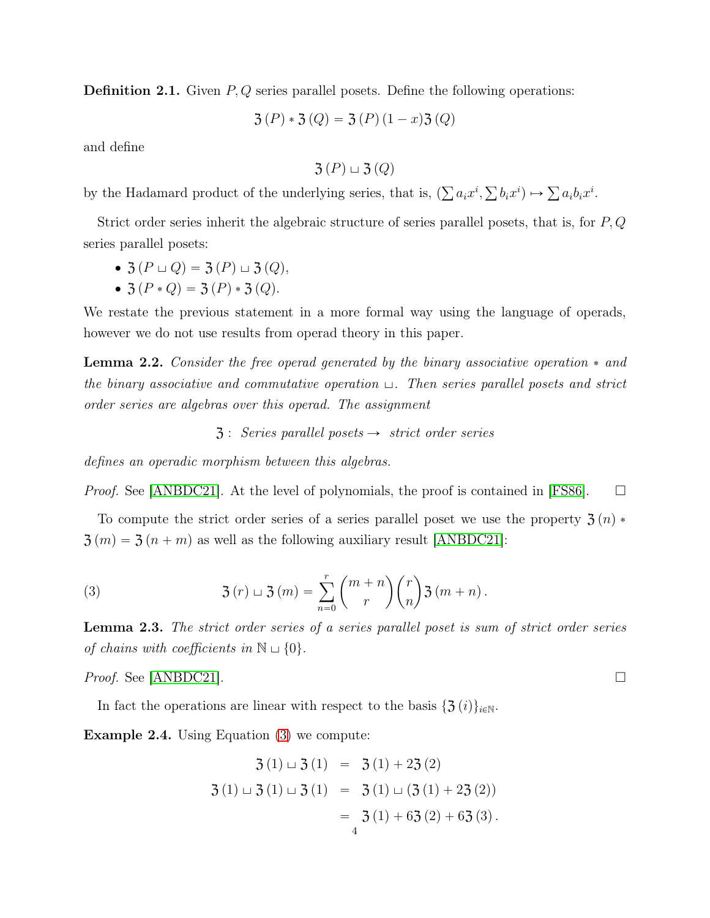**Definition 2.1.** Given $P, Q$ series parallel posets. Define the following operations:

$$\mathfrak{z}(P) * \mathfrak{z}(Q) = \mathfrak{z}(P)(1-x)\mathfrak{z}(Q)$$

and define

$$\mathfrak{z}(P) \sqcup \mathfrak{z}(Q)$$

by the Hadamard product of the underlying series, that is, $(\sum a_i x^i, \sum b_i x^i) \mapsto \sum a_i b_i x^i$.

Strict order series inherit the algebraic structure of series parallel posets, that is, for $P, Q$ series parallel posets:

- $\mathfrak{z}(P \sqcup Q) = \mathfrak{z}(P) \sqcup \mathfrak{z}(Q)$,
- $\mathfrak{z}(P * Q) = \mathfrak{z}(P) * \mathfrak{z}(Q)$.

We restate the previous statement in a more formal way using the language of operads, however we do not use results from operad theory in this paper.

**Lemma 2.2.** *Consider the free operad generated by the binary associative operation $*$ and the binary associative and commutative operation $\sqcup$. Then series parallel posets and strict order series are algebras over this operad. The assignment*

$$\mathfrak{z}: \text{ Series parallel posets} \rightarrow \text{ strict order series}$$

*defines an operadic morphism between this algebras.*

*Proof.* See [ANBDC21]. At the level of polynomials, the proof is contained in [FS86]. $\square$

To compute the strict order series of a series parallel poset we use the property $\mathfrak{z}(n) * \mathfrak{z}(m) = \mathfrak{z}(n+m)$ as well as the following auxiliary result [ANBDC21]:

$$\mathfrak{z}(r) \sqcup \mathfrak{z}(m) = \sum_{n=0}^{r} \binom{m+n}{r} \binom{r}{n} \mathfrak{z}(m+n). \tag{3}$$

**Lemma 2.3.** *The strict order series of a series parallel poset is sum of strict order series of chains with coefficients in $\mathbb{N} \sqcup \{0\}$.*

*Proof.* See [ANBDC21]. $\square$

In fact the operations are linear with respect to the basis $\{\mathfrak{z}(i)\}_{i \in \mathbb{N}}$.

**Example 2.4.** Using Equation (3) we compute:

$$\begin{aligned}
\mathfrak{z}(1) \sqcup \mathfrak{z}(1) &= \mathfrak{z}(1) + 2\mathfrak{z}(2) \\
\mathfrak{z}(1) \sqcup \mathfrak{z}(1) \sqcup \mathfrak{z}(1) &= \mathfrak{z}(1) \sqcup (\mathfrak{z}(1) + 2\mathfrak{z}(2)) \\
&= \mathfrak{z}(1) + 6\mathfrak{z}(2) + 6\mathfrak{z}(3).
\end{aligned}$$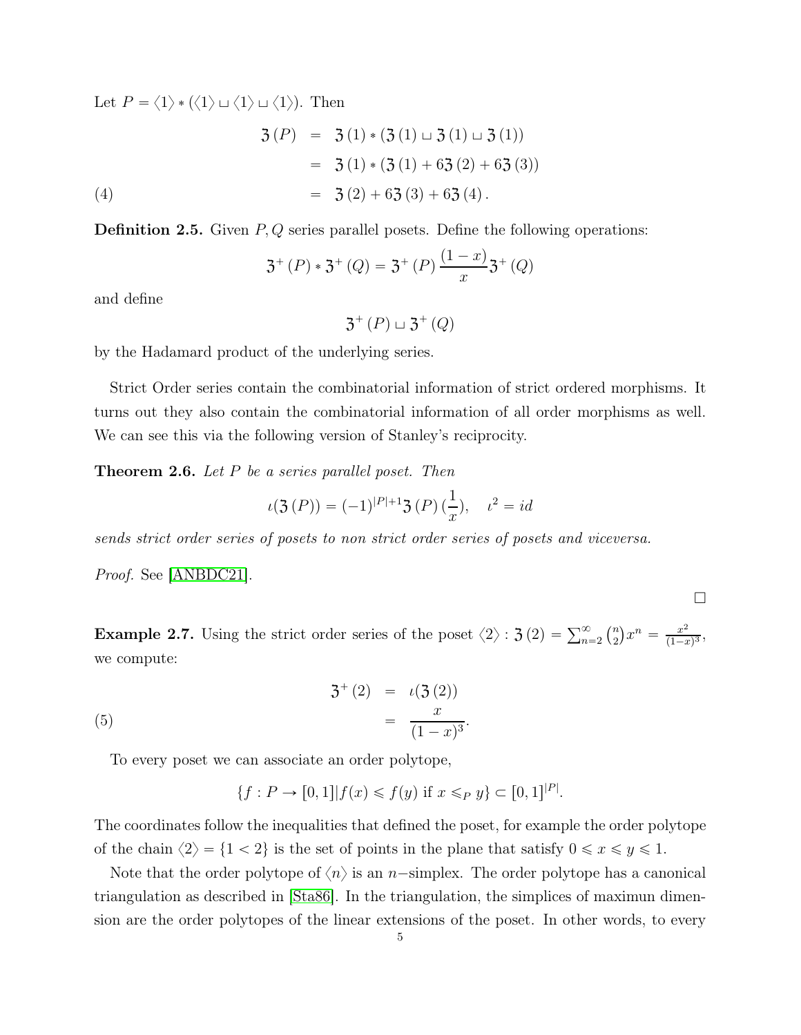Let $P = \langle 1 \rangle * (\langle 1 \rangle \sqcup \langle 1 \rangle \sqcup \langle 1 \rangle)$. Then

$$
\begin{aligned}
\mathfrak{z}(P) &= \mathfrak{z}(1) * (\mathfrak{z}(1) \sqcup \mathfrak{z}(1) \sqcup \mathfrak{z}(1)) \\
&= \mathfrak{z}(1) * (\mathfrak{z}(1) + 6\mathfrak{z}(2) + 6\mathfrak{z}(3)) \\
&= \mathfrak{z}(2) + 6\mathfrak{z}(3) + 6\mathfrak{z}(4). \qquad (4)
\end{aligned}
$$

**Definition 2.5.** Given $P, Q$ series parallel posets. Define the following operations:

$$
\mathfrak{z}^+(P) * \mathfrak{z}^+(Q) = \mathfrak{z}^+(P) \frac{(1-x)}{x} \mathfrak{z}^+(Q)
$$

and define

$$
\mathfrak{z}^+(P) \sqcup \mathfrak{z}^+(Q)
$$

by the Hadamard product of the underlying series.

Strict Order series contain the combinatorial information of strict ordered morphisms. It turns out they also contain the combinatorial information of all order morphisms as well. We can see this via the following version of Stanley's reciprocity.

**Theorem 2.6.** *Let $P$ be a series parallel poset. Then*

$$
\iota(\mathfrak{z}(P)) = (-1)^{|P|+1} \mathfrak{z}(P)(\frac{1}{x}), \quad \iota^2 = id
$$

*sends strict order series of posets to non strict order series of posets and viceversa.*

*Proof.* See [ANBDC21]. $\square$

**Example 2.7.** Using the strict order series of the poset $\langle 2 \rangle : \mathfrak{z}(2) = \sum_{n=2}^{\infty} \binom{n}{2} x^n = \frac{x^2}{(1-x)^3}$, we compute:

$$
\begin{aligned}
\mathfrak{z}^+(2) &= \iota(\mathfrak{z}(2)) \\
&= \frac{x}{(1-x)^3}. \qquad (5)
\end{aligned}
$$

To every poset we can associate an order polytope,

$$
\{f : P \to [0,1] | f(x) \leqslant f(y) \text{ if } x \leqslant_P y\} \subset [0,1]^{|P|}.
$$

The coordinates follow the inequalities that defined the poset, for example the order polytope of the chain $\langle 2 \rangle = \{1 < 2\}$ is the set of points in the plane that satisfy $0 \leqslant x \leqslant y \leqslant 1$.

Note that the order polytope of $\langle n \rangle$ is an $n-$simplex. The order polytope has a canonical triangulation as described in [Sta86]. In the triangulation, the simplices of maximun dimension are the order polytopes of the linear extensions of the poset. In other words, to every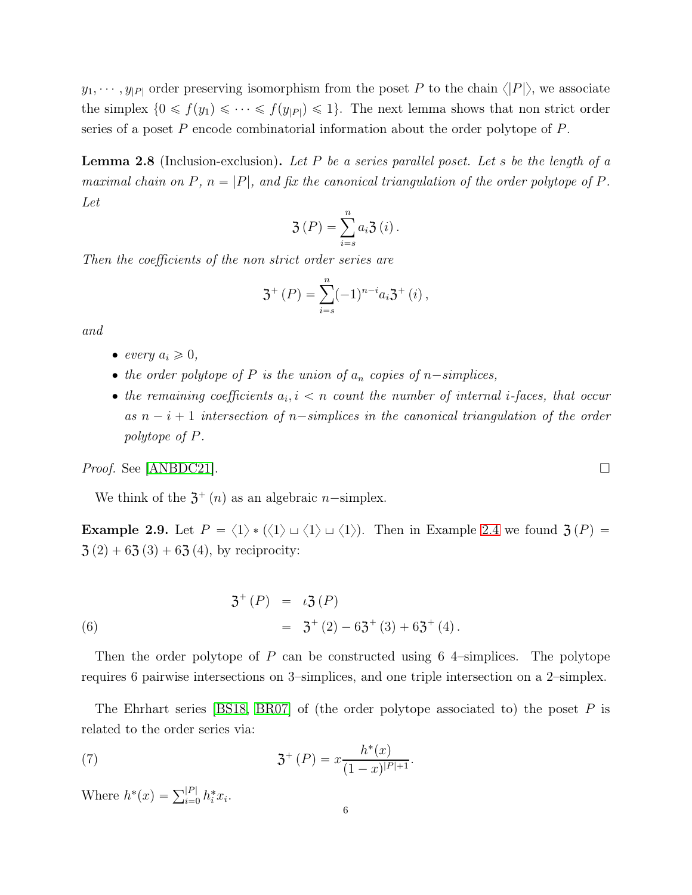$y_1, \cdots, y_{|P|}$ order preserving isomorphism from the poset $P$ to the chain $\langle |P| \rangle$, we associate the simplex $\{0 \leqslant f(y_1) \leqslant \cdots \leqslant f(y_{|P|}) \leqslant 1\}$. The next lemma shows that non strict order series of a poset $P$ encode combinatorial information about the order polytope of $P$.

**Lemma 2.8** (Inclusion-exclusion)**.** *Let $P$ be a series parallel poset. Let $s$ be the length of a maximal chain on $P$, $n = |P|$, and fix the canonical triangulation of the order polytope of $P$. Let*

$$\mathfrak{Z}(P) = \sum_{i=s}^{n} a_i \mathfrak{Z}(i).$$

*Then the coefficients of the non strict order series are*

$$\mathfrak{Z}^+(P) = \sum_{i=s}^{n} (-1)^{n-i} a_i \mathfrak{Z}^+(i),$$

*and*

- *every $a_i \geqslant 0$,*
- *the order polytope of $P$ is the union of $a_n$ copies of $n-$simplices,*
- *the remaining coefficients $a_i, i < n$ count the number of internal $i$-faces, that occur as $n - i + 1$ intersection of $n-$simplices in the canonical triangulation of the order polytope of $P$.*

*Proof.* See [ANBDC21]. □

We think of the $\mathfrak{Z}^+(n)$ as an algebraic $n-$simplex.

**Example 2.9.** Let $P = \langle 1 \rangle * (\langle 1 \rangle \sqcup \langle 1 \rangle \sqcup \langle 1 \rangle)$. Then in Example 2.4 we found $\mathfrak{Z}(P) = \mathfrak{Z}(2) + 6\mathfrak{Z}(3) + 6\mathfrak{Z}(4)$, by reciprocity:

$$\begin{aligned} \mathfrak{Z}^+(P) &= \iota \mathfrak{Z}(P) \\ &= \mathfrak{Z}^+(2) - 6\mathfrak{Z}^+(3) + 6\mathfrak{Z}^+(4). \end{aligned} \tag{6}$$

Then the order polytope of $P$ can be constructed using 6 4–simplices. The polytope requires 6 pairwise intersections on 3–simplices, and one triple intersection on a 2–simplex.

The Ehrhart series [BS18, BR07] of (the order polytope associated to) the poset $P$ is related to the order series via:

$$\mathfrak{Z}^+(P) = x \frac{h^*(x)}{(1-x)^{|P|+1}}. \tag{7}$$

Where $h^*(x) = \sum_{i=0}^{|P|} h_i^* x_i$.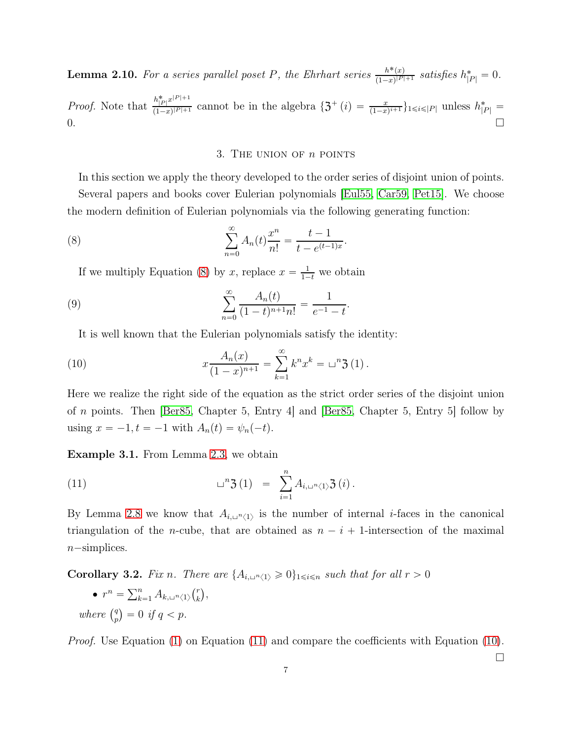**Lemma 2.10.** *For a series parallel poset $P$, the Ehrhart series $\frac{h^*(x)}{(1-x)^{|P|+1}}$ satisfies $h^*_{|P|} = 0$.*

*Proof.* Note that $\frac{h^*_{|P|}x^{|P|+1}}{(1-x)^{|P|+1}}$ cannot be in the algebra $\{\mathfrak{Z}^+(i) = \frac{x}{(1-x)^{i+1}}\}_{1\leqslant i\leqslant |P|}$ unless $h^*_{|P|} = 0$. □

## 3. The union of $n$ points

In this section we apply the theory developed to the order series of disjoint union of points.

Several papers and books cover Eulerian polynomials [Eul55, Car59, Pet15]. We choose the modern definition of Eulerian polynomials via the following generating function:

$$\sum_{n=0}^{\infty} A_n(t)\frac{x^n}{n!} = \frac{t-1}{t-e^{(t-1)x}}. \tag{8}$$

If we multiply Equation (8) by $x$, replace $x = \frac{1}{1-t}$ we obtain

$$\sum_{n=0}^{\infty} \frac{A_n(t)}{(1-t)^{n+1}n!} = \frac{1}{e^{-1}-t}. \tag{9}$$

It is well known that the Eulerian polynomials satisfy the identity:

$$x\frac{A_n(x)}{(1-x)^{n+1}} = \sum_{k=1}^{\infty} k^n x^k = \sqcup^n\mathfrak{Z}(1). \tag{10}$$

Here we realize the right side of the equation as the strict order series of the disjoint union of $n$ points. Then [Ber85, Chapter 5, Entry 4] and [Ber85, Chapter 5, Entry 5] follow by using $x = -1, t = -1$ with $A_n(t) = \psi_n(-t)$.

**Example 3.1.** From Lemma 2.3, we obtain

$$\sqcup^n\mathfrak{Z}(1) \;\; = \;\; \sum_{i=1}^{n} A_{i,\sqcup^n\langle 1\rangle}\mathfrak{Z}(i). \tag{11}$$

By Lemma 2.8 we know that $A_{i,\sqcup^n\langle 1\rangle}$ is the number of internal $i$-faces in the canonical triangulation of the $n$-cube, that are obtained as $n-i+1$-intersection of the maximal $n-$simplices.

**Corollary 3.2.** *Fix $n$. There are $\{A_{i,\sqcup^n\langle 1\rangle} \geqslant 0\}_{1\leqslant i\leqslant n}$ such that for all $r > 0$*

- $r^n = \sum_{k=1}^{n} A_{k,\sqcup^n\langle 1\rangle}\binom{r}{k}$,

*where $\binom{q}{p} = 0$ if $q < p$.*

*Proof.* Use Equation (1) on Equation (11) and compare the coefficients with Equation (10). □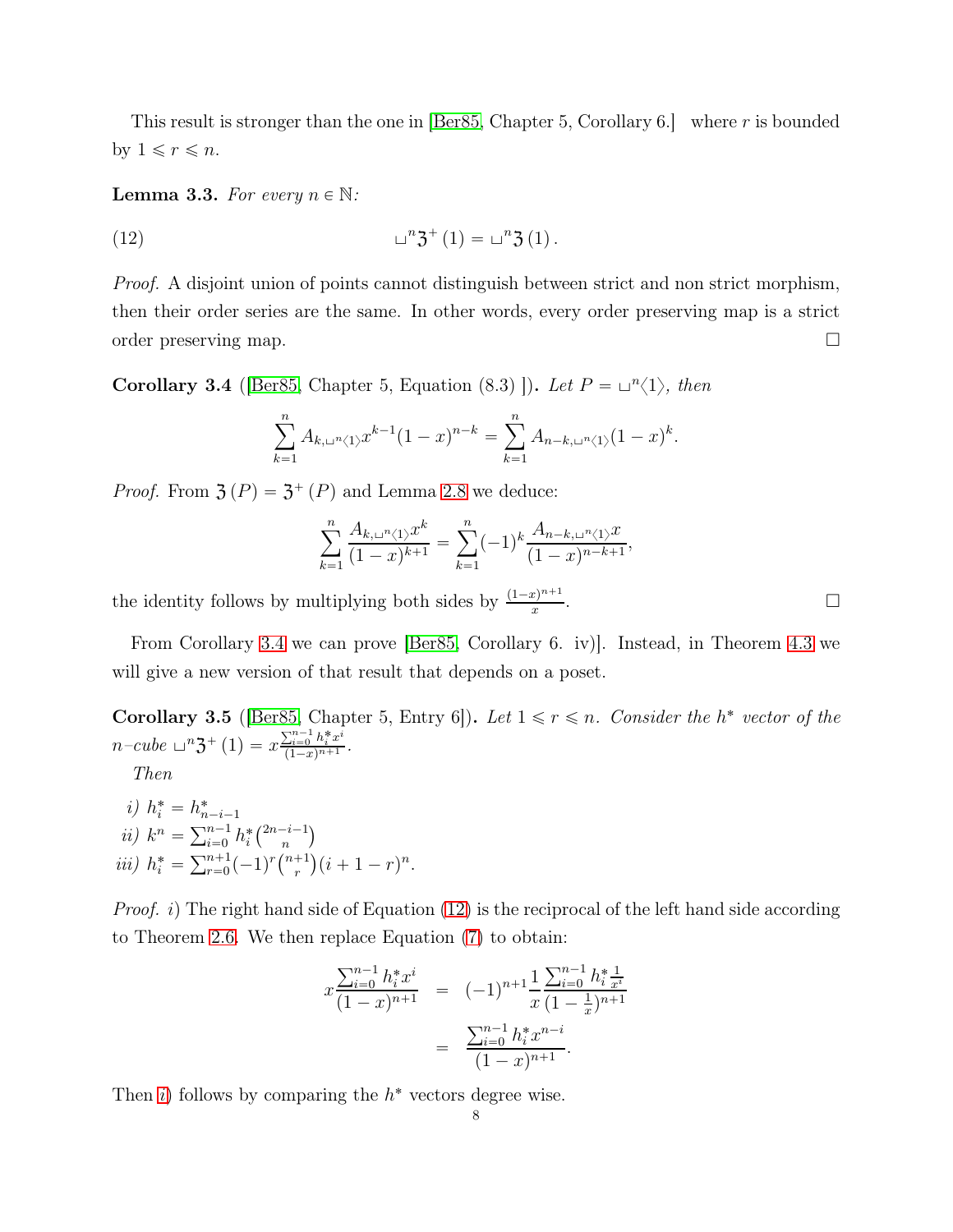This result is stronger than the one in [Ber85, Chapter 5, Corollary 6.] where $r$ is bounded by $1 \leqslant r \leqslant n$.

**Lemma 3.3.** *For every $n \in \mathbb{N}$:*

$$\sqcup^n \mathfrak{Z}^+(1) = \sqcup^n \mathfrak{Z}(1). \tag{12}$$

*Proof.* A disjoint union of points cannot distinguish between strict and non strict morphism, then their order series are the same. In other words, every order preserving map is a strict order preserving map. □

**Corollary 3.4** ([Ber85, Chapter 5, Equation (8.3) ]). *Let $P = \sqcup^n\langle 1\rangle$, then*

$$\sum_{k=1}^{n} A_{k,\sqcup^n\langle 1\rangle} x^{k-1}(1-x)^{n-k} = \sum_{k=1}^{n} A_{n-k,\sqcup^n\langle 1\rangle}(1-x)^k.$$

*Proof.* From $\mathfrak{Z}(P) = \mathfrak{Z}^+(P)$ and Lemma 2.8 we deduce:

$$\sum_{k=1}^{n} \frac{A_{k,\sqcup^n\langle 1\rangle} x^k}{(1-x)^{k+1}} = \sum_{k=1}^{n} (-1)^k \frac{A_{n-k,\sqcup^n\langle 1\rangle} x}{(1-x)^{n-k+1}},$$

the identity follows by multiplying both sides by $\frac{(1-x)^{n+1}}{x}$. □

From Corollary 3.4 we can prove [Ber85, Corollary 6. iv)]. Instead, in Theorem 4.3 we will give a new version of that result that depends on a poset.

**Corollary 3.5** ([Ber85, Chapter 5, Entry 6]). *Let $1 \leqslant r \leqslant n$. Consider the $h^*$ vector of the $n$–cube $\sqcup^n \mathfrak{Z}^+(1) = x\frac{\sum_{i=0}^{n-1} h_i^* x^i}{(1-x)^{n+1}}$.*

*Then*

*i)* $h_i^* = h_{n-i-1}^*$
*ii)* $k^n = \sum_{i=0}^{n-1} h_i^* \binom{2n-i-1}{n}$
*iii)* $h_i^* = \sum_{r=0}^{n+1} (-1)^r \binom{n+1}{r}(i+1-r)^n$.

*Proof.* *i)* The right hand side of Equation (12) is the reciprocal of the left hand side according to Theorem 2.6. We then replace Equation (7) to obtain:

$$\begin{aligned} x\frac{\sum_{i=0}^{n-1} h_i^* x^i}{(1-x)^{n+1}} &= (-1)^{n+1}\frac{1}{x}\frac{\sum_{i=0}^{n-1} h_i^* \frac{1}{x^i}}{(1-\frac{1}{x})^{n+1}} \\ &= \frac{\sum_{i=0}^{n-1} h_i^* x^{n-i}}{(1-x)^{n+1}}. \end{aligned}$$

Then *i)* follows by comparing the $h^*$ vectors degree wise.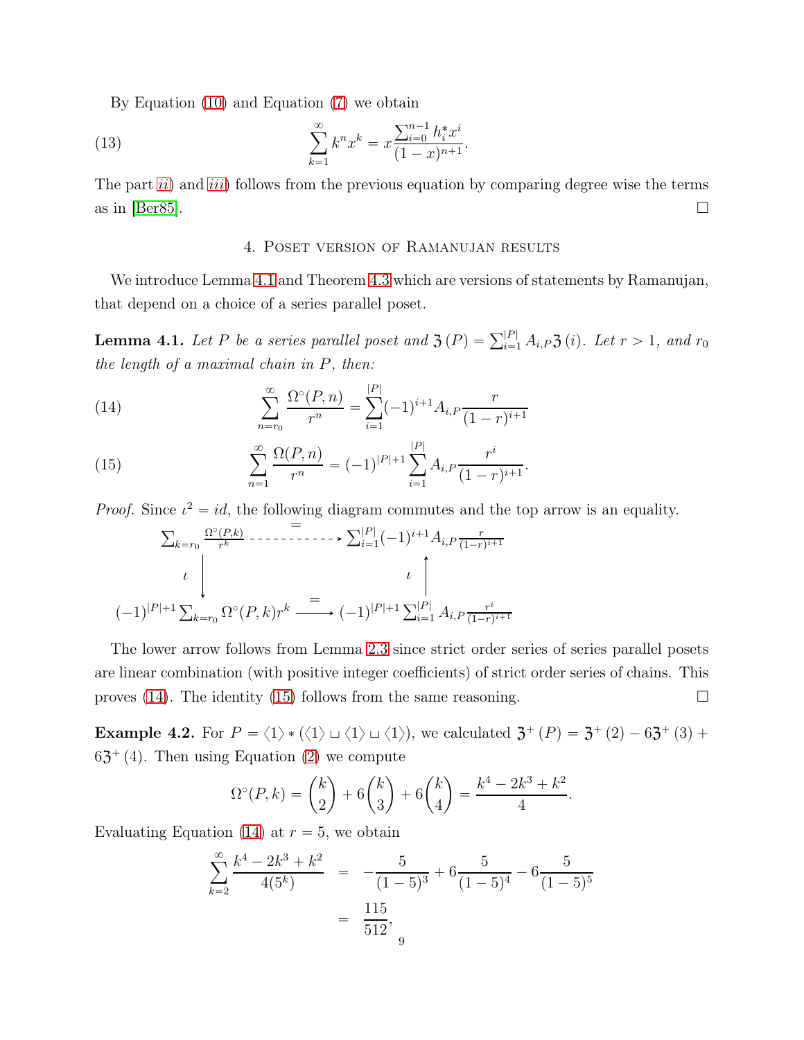By Equation (10) and Equation (7) we obtain

$$\sum_{k=1}^{\infty} k^n x^k = x \frac{\sum_{i=0}^{n-1} h_i^* x^i}{(1-x)^{n+1}}. \tag{13}$$

The part *ii*) and *iii*) follows from the previous equation by comparing degree wise the terms as in [Ber85]. $\square$

## 4. Poset version of Ramanujan results

We introduce Lemma 4.1 and Theorem 4.3 which are versions of statements by Ramanujan, that depend on a choice of a series parallel poset.

**Lemma 4.1.** *Let $P$ be a series parallel poset and $\mathfrak{Z}(P) = \sum_{i=1}^{|P|} A_{i,P} \mathfrak{Z}(i)$. Let $r > 1$, and $r_0$ the length of a maximal chain in $P$, then:*

$$\sum_{n=r_0}^{\infty} \frac{\Omega^\circ(P,n)}{r^n} = \sum_{i=1}^{|P|} (-1)^{i+1} A_{i,P} \frac{r}{(1-r)^{i+1}} \tag{14}$$

$$\sum_{n=1}^{\infty} \frac{\Omega(P,n)}{r^n} = (-1)^{|P|+1} \sum_{i=1}^{|P|} A_{i,P} \frac{r^i}{(1-r)^{i+1}}. \tag{15}$$

*Proof.* Since $\iota^2 = id$, the following diagram commutes and the top arrow is an equality.

$$\begin{array}{ccc}
\sum_{k=r_0} \frac{\Omega^\circ(P,k)}{r^k} & \overset{=}{\dashrightarrow} & \sum_{i=1}^{|P|} (-1)^{i+1} A_{i,P} \frac{r}{(1-r)^{i+1}} \\
\iota \downarrow & & \uparrow \iota \\
(-1)^{|P|+1} \sum_{k=r_0} \Omega^\circ(P,k) r^k & \overset{=}{\longrightarrow} & (-1)^{|P|+1} \sum_{i=1}^{|P|} A_{i,P} \frac{r^i}{(1-r)^{i+1}}
\end{array}$$

The lower arrow follows from Lemma 2.3 since strict order series of series parallel posets are linear combination (with positive integer coefficients) of strict order series of chains. This proves (14). The identity (15) follows from the same reasoning. $\square$

**Example 4.2.** For $P = \langle 1 \rangle * (\langle 1 \rangle \sqcup \langle 1 \rangle \sqcup \langle 1 \rangle)$, we calculated $\mathfrak{Z}^+(P) = \mathfrak{Z}^+(2) - 6\mathfrak{Z}^+(3) + 6\mathfrak{Z}^+(4)$. Then using Equation (2) we compute

$$\Omega^\circ(P,k) = \binom{k}{2} + 6\binom{k}{3} + 6\binom{k}{4} = \frac{k^4 - 2k^3 + k^2}{4}.$$

Evaluating Equation (14) at $r = 5$, we obtain

$$\begin{aligned}
\sum_{k=2}^{\infty} \frac{k^4 - 2k^3 + k^2}{4(5^k)} &= -\frac{5}{(1-5)^3} + 6\frac{5}{(1-5)^4} - 6\frac{5}{(1-5)^5} \\
&= \frac{115}{512},
\end{aligned}$$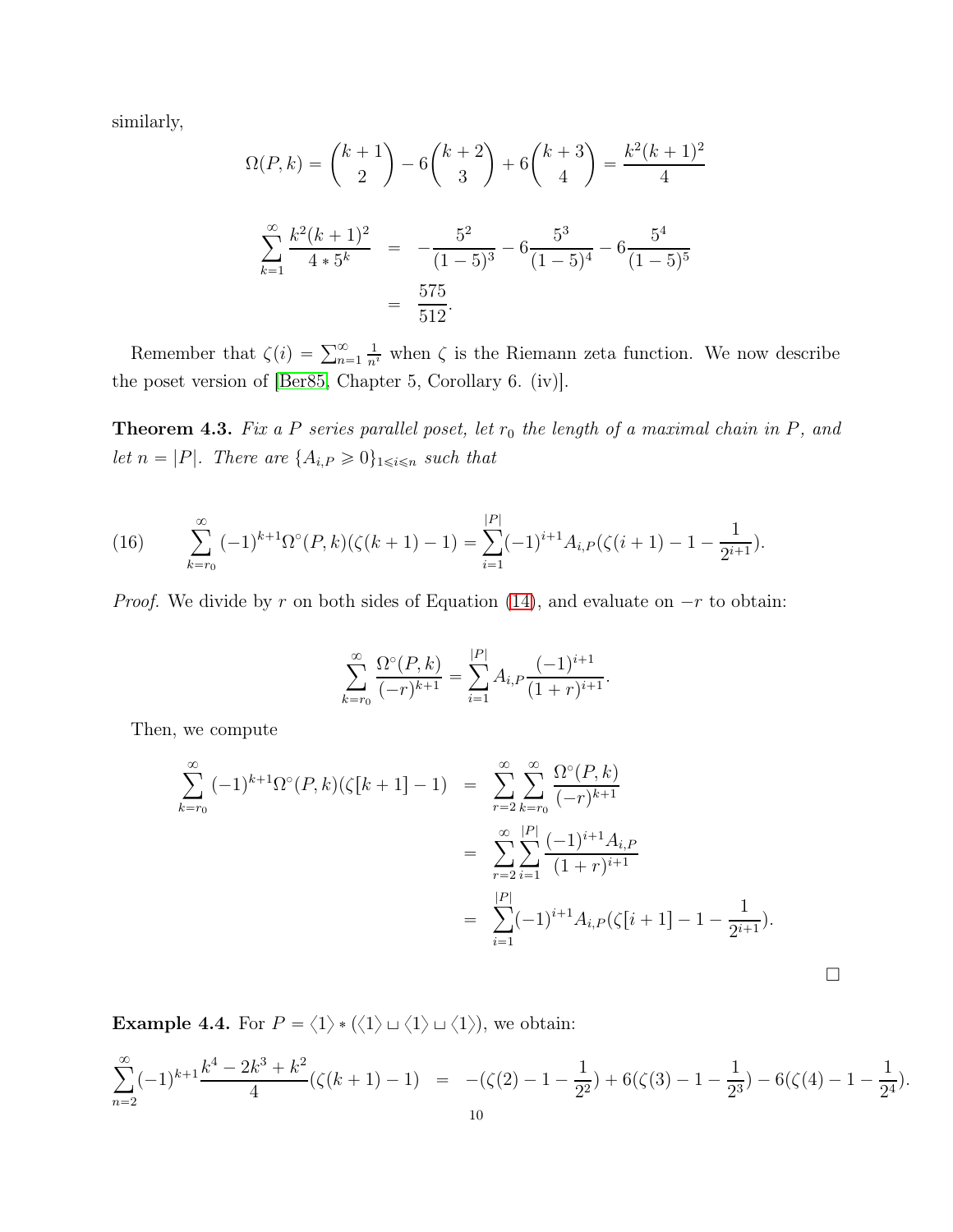similarly,

$$\Omega(P,k) = \binom{k+1}{2} - 6\binom{k+2}{3} + 6\binom{k+3}{4} = \frac{k^2(k+1)^2}{4}$$

$$\begin{aligned}
\sum_{k=1}^{\infty} \frac{k^2(k+1)^2}{4 * 5^k} &= -\frac{5^2}{(1-5)^3} - 6\frac{5^3}{(1-5)^4} - 6\frac{5^4}{(1-5)^5} \\
&= \frac{575}{512}.
\end{aligned}$$

Remember that $\zeta(i) = \sum_{n=1}^{\infty} \frac{1}{n^i}$ when $\zeta$ is the Riemann zeta function. We now describe the poset version of [Ber85, Chapter 5, Corollary 6. (iv)].

**Theorem 4.3.** *Fix a $P$ series parallel poset, let $r_0$ the length of a maximal chain in $P$, and let $n = |P|$. There are $\{A_{i,P} \geqslant 0\}_{1 \leqslant i \leqslant n}$ such that*

$$\sum_{k=r_0}^{\infty} (-1)^{k+1}\Omega^{\circ}(P,k)(\zeta(k+1)-1) = \sum_{i=1}^{|P|}(-1)^{i+1}A_{i,P}(\zeta(i+1) - 1 - \frac{1}{2^{i+1}}). \tag{16}$$

*Proof.* We divide by $r$ on both sides of Equation (14), and evaluate on $-r$ to obtain:

$$\sum_{k=r_0}^{\infty} \frac{\Omega^{\circ}(P,k)}{(-r)^{k+1}} = \sum_{i=1}^{|P|} A_{i,P}\frac{(-1)^{i+1}}{(1+r)^{i+1}}.$$

Then, we compute

$$\begin{aligned}
\sum_{k=r_0}^{\infty}(-1)^{k+1}\Omega^{\circ}(P,k)(\zeta[k+1]-1) &= \sum_{r=2}^{\infty}\sum_{k=r_0}^{\infty}\frac{\Omega^{\circ}(P,k)}{(-r)^{k+1}} \\
&= \sum_{r=2}^{\infty}\sum_{i=1}^{|P|}\frac{(-1)^{i+1}A_{i,P}}{(1+r)^{i+1}} \\
&= \sum_{i=1}^{|P|}(-1)^{i+1}A_{i,P}(\zeta[i+1] - 1 - \frac{1}{2^{i+1}}).
\end{aligned}$$

□

**Example 4.4.** For $P = \langle 1 \rangle * (\langle 1 \rangle \sqcup \langle 1 \rangle \sqcup \langle 1 \rangle)$, we obtain:

$$\sum_{n=2}^{\infty}(-1)^{k+1}\frac{k^4 - 2k^3 + k^2}{4}(\zeta(k+1)-1) = -(\zeta(2) - 1 - \frac{1}{2^2}) + 6(\zeta(3) - 1 - \frac{1}{2^3}) - 6(\zeta(4) - 1 - \frac{1}{2^4}).$$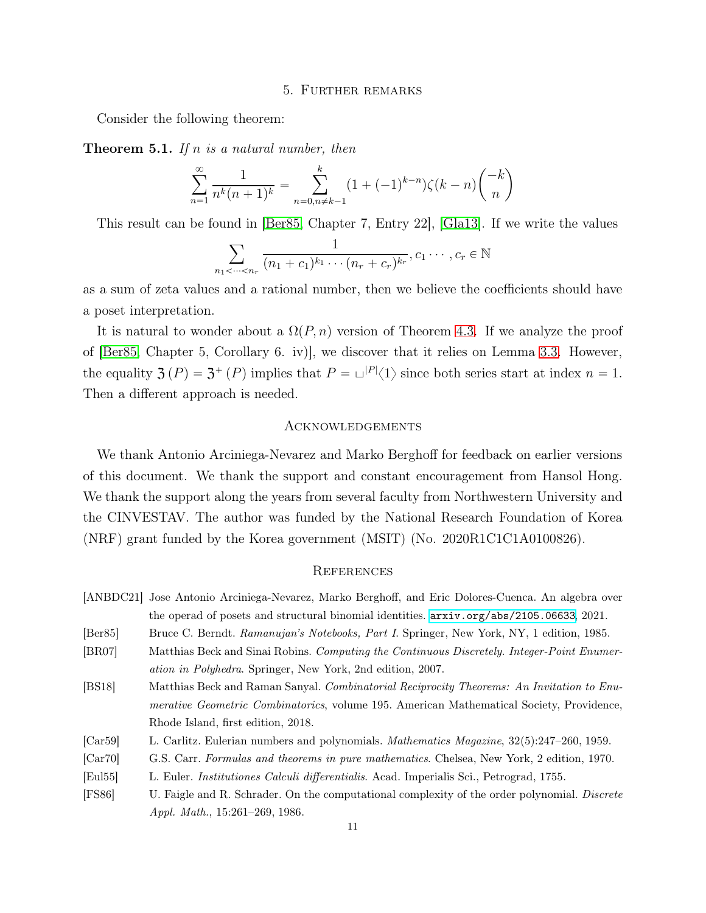## 5. Further remarks

Consider the following theorem:

**Theorem 5.1.** *If $n$ is a natural number, then*

$$\sum_{n=1}^{\infty} \frac{1}{n^k (n+1)^k} = \sum_{n=0, n\neq k-1}^{k} (1+(-1)^{k-n})\zeta(k-n)\binom{-k}{n}$$

This result can be found in [Ber85, Chapter 7, Entry 22], [Gla13]. If we write the values

$$\sum_{n_1<\cdots<n_r} \frac{1}{(n_1+c_1)^{k_1}\cdots(n_r+c_r)^{k_r}}, c_1\cdots, c_r \in \mathbb{N}$$

as a sum of zeta values and a rational number, then we believe the coefficients should have a poset interpretation.

It is natural to wonder about a $\Omega(P,n)$ version of Theorem 4.3. If we analyze the proof of [Ber85, Chapter 5, Corollary 6. iv)], we discover that it relies on Lemma 3.3. However, the equality $\mathfrak{Z}(P) = \mathfrak{Z}^{+}(P)$ implies that $P = \sqcup^{|P|}\langle 1\rangle$ since both series start at index $n=1$. Then a different approach is needed.

## Acknowledgements

We thank Antonio Arciniega-Nevarez and Marko Berghoff for feedback on earlier versions of this document. We thank the support and constant encouragement from Hansol Hong. We thank the support along the years from several faculty from Northwestern University and the CINVESTAV. The author was funded by the National Research Foundation of Korea (NRF) grant funded by the Korea government (MSIT) (No. 2020R1C1C1A0100826).

## References

[ANBDC21] Jose Antonio Arciniega-Nevarez, Marko Berghoff, and Eric Dolores-Cuenca. An algebra over the operad of posets and structural binomial identities. arxiv.org/abs/2105.06633, 2021.

[Ber85] Bruce C. Berndt. *Ramanujan's Notebooks, Part I*. Springer, New York, NY, 1 edition, 1985.

[BR07] Matthias Beck and Sinai Robins. *Computing the Continuous Discretely. Integer-Point Enumeration in Polyhedra*. Springer, New York, 2nd edition, 2007.

[BS18] Matthias Beck and Raman Sanyal. *Combinatorial Reciprocity Theorems: An Invitation to Enumerative Geometric Combinatorics*, volume 195. American Mathematical Society, Providence, Rhode Island, first edition, 2018.

[Car59] L. Carlitz. Eulerian numbers and polynomials. *Mathematics Magazine*, 32(5):247–260, 1959.

[Car70] G.S. Carr. *Formulas and theorems in pure mathematics*. Chelsea, New York, 2 edition, 1970.

[Eul55] L. Euler. *Institutiones Calculi differentialis*. Acad. Imperialis Sci., Petrograd, 1755.

[FS86] U. Faigle and R. Schrader. On the computational complexity of the order polynomial. *Discrete Appl. Math.*, 15:261–269, 1986.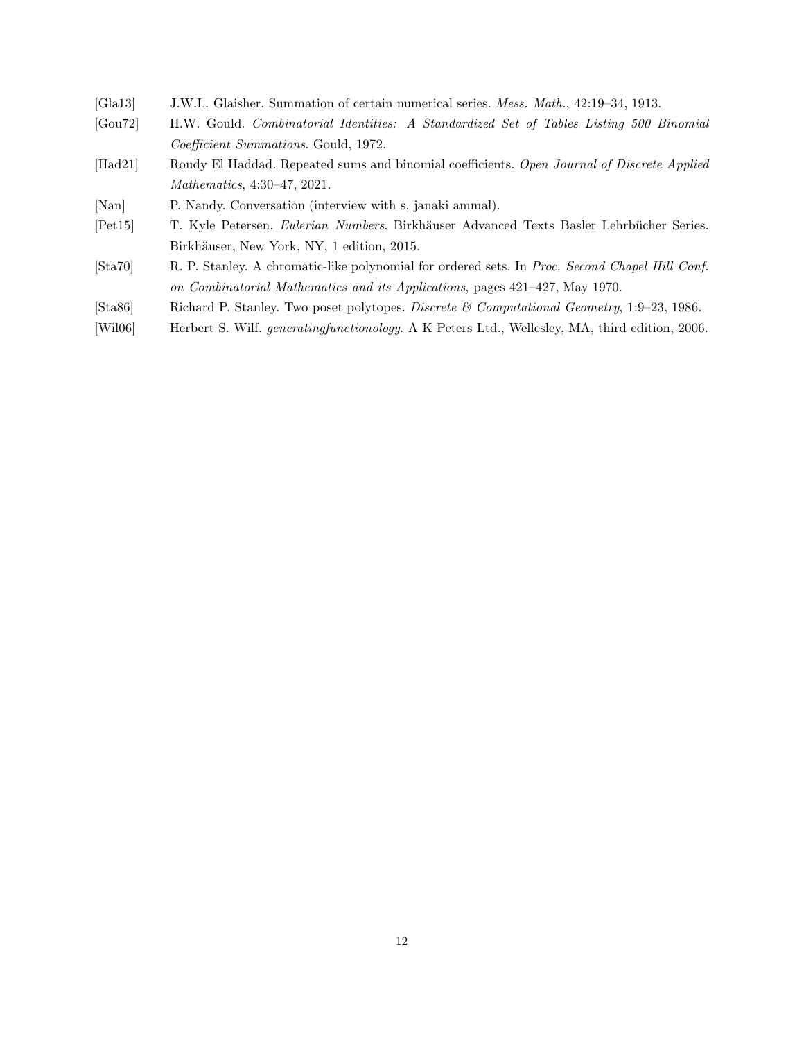[Gla13] J.W.L. Glaisher. Summation of certain numerical series. *Mess. Math.*, 42:19–34, 1913.

[Gou72] H.W. Gould. *Combinatorial Identities: A Standardized Set of Tables Listing 500 Binomial Coefficient Summations*. Gould, 1972.

[Had21] Roudy El Haddad. Repeated sums and binomial coefficients. *Open Journal of Discrete Applied Mathematics*, 4:30–47, 2021.

[Nan] P. Nandy. Conversation (interview with s, janaki ammal).

[Pet15] T. Kyle Petersen. *Eulerian Numbers*. Birkhäuser Advanced Texts Basler Lehrbücher Series. Birkhäuser, New York, NY, 1 edition, 2015.

[Sta70] R. P. Stanley. A chromatic-like polynomial for ordered sets. In *Proc. Second Chapel Hill Conf. on Combinatorial Mathematics and its Applications*, pages 421–427, May 1970.

[Sta86] Richard P. Stanley. Two poset polytopes. *Discrete & Computational Geometry*, 1:9–23, 1986.

[Wil06] Herbert S. Wilf. *generatingfunctionology*. A K Peters Ltd., Wellesley, MA, third edition, 2006.